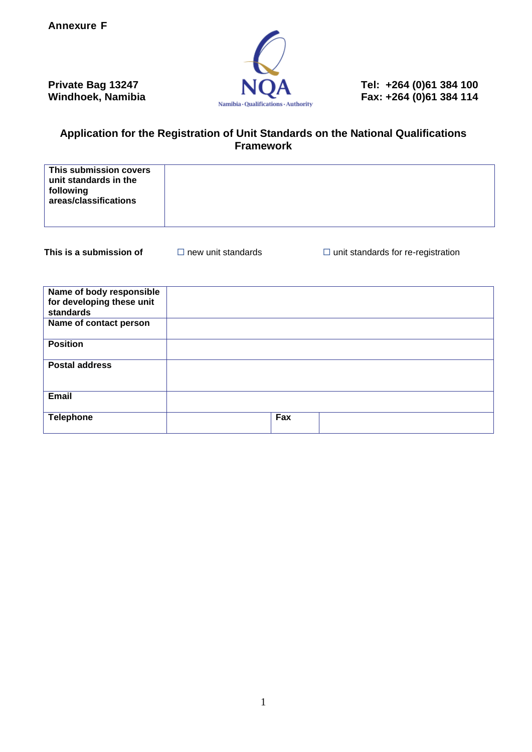**Annexure F**

**Private Bag 13247**
**Windhoek, Namibia**

NQA
Namibia · Qualifications · Authority

**Tel: +264 (0)61 384 100**
**Fax: +264 (0)61 384 114**

## Application for the Registration of Unit Standards on the National Qualifications Framework

| **This submission covers unit standards in the following areas/classifications** | |
|---|---|

**This is a submission of** ☐ new unit standards ☐ unit standards for re-registration

| **Name of body responsible for developing these unit standards** | | | |
|---|---|---|---|
| **Name of contact person** | | | |
| **Position** | | | |
| **Postal address** | | | |
| **Email** | | | |
| **Telephone** | | **Fax** | |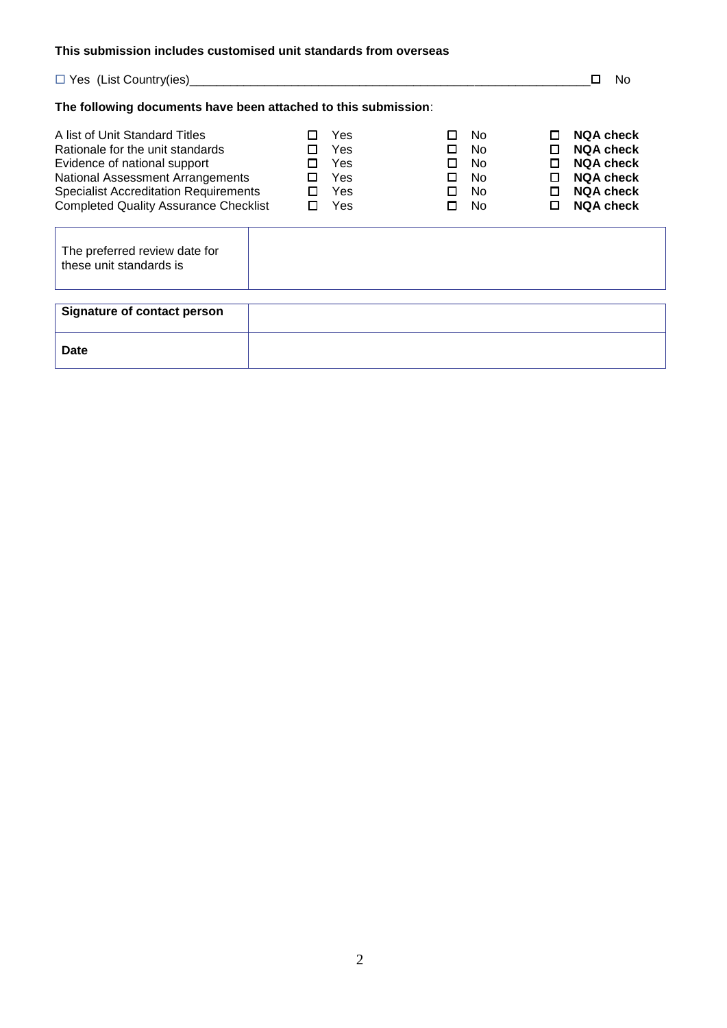**This submission includes customised unit standards from overseas**

☐ Yes (List Country(ies)_______________________________________________________________ ☐ No

**The following documents have been attached to this submission**:

| | | | |
|---|---|---|---|
| A list of Unit Standard Titles | ☐ Yes | ☐ No | ☐ **NQA check** |
| Rationale for the unit standards | ☐ Yes | ☐ No | ☐ **NQA check** |
| Evidence of national support | ☐ Yes | ☐ No | ☐ **NQA check** |
| National Assessment Arrangements | ☐ Yes | ☐ No | ☐ **NQA check** |
| Specialist Accreditation Requirements | ☐ Yes | ☐ No | ☐ **NQA check** |
| Completed Quality Assurance Checklist | ☐ Yes | ☐ No | ☐ **NQA check** |

| | |
|---|---|
| The preferred review date for these unit standards is | |

| | |
|---|---|
| **Signature of contact person** | |
| **Date** | |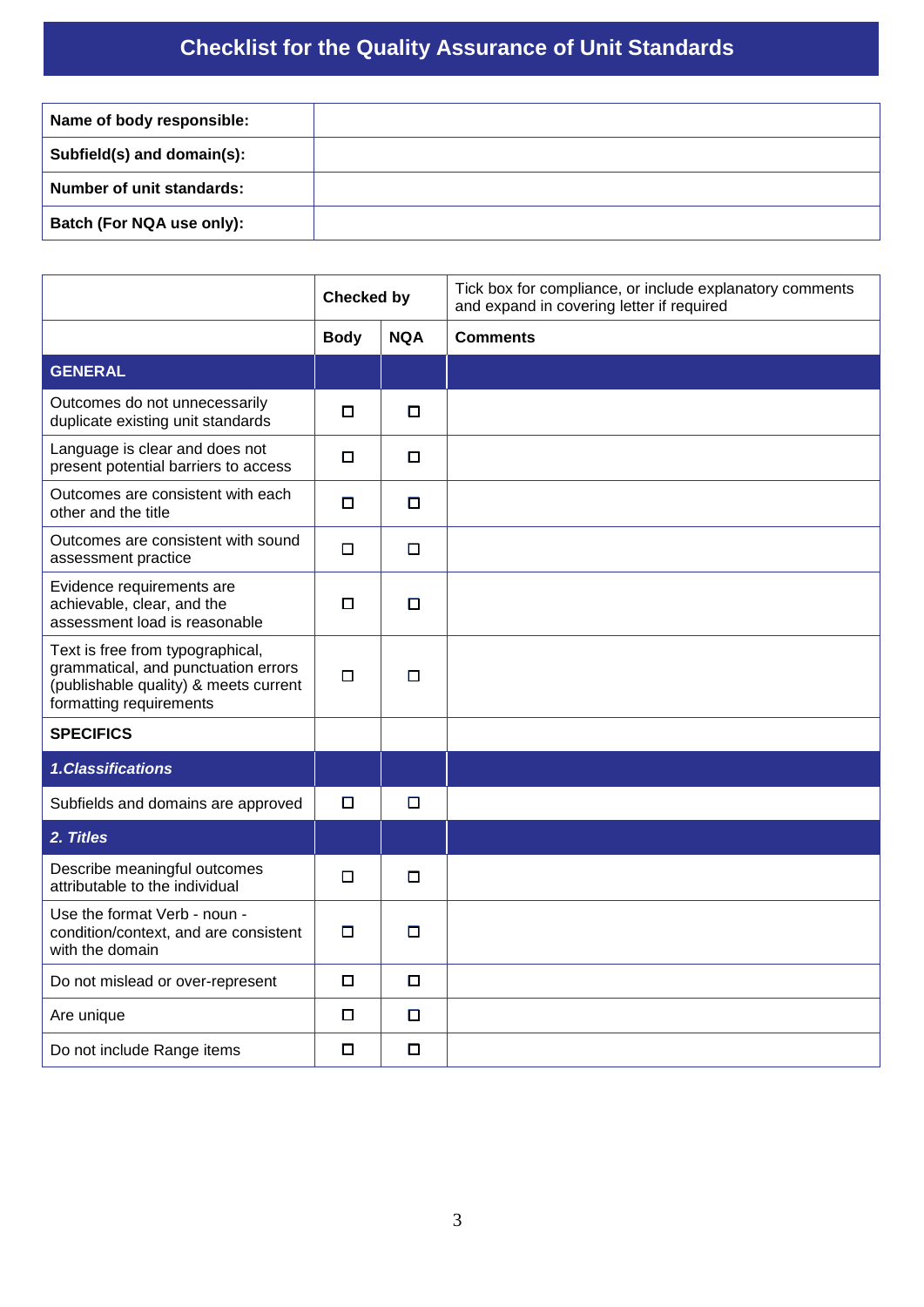# Checklist for the Quality Assurance of Unit Standards

| Name of body responsible: | |
|---|---|
| Subfield(s) and domain(s): | |
| Number of unit standards: | |
| Batch (For NQA use only): | |

| | Checked by | | Tick box for compliance, or include explanatory comments and expand in covering letter if required |
|---|---|---|---|
| | **Body** | **NQA** | **Comments** |
| **GENERAL** | | | |
| Outcomes do not unnecessarily duplicate existing unit standards | ☐ | ☐ | |
| Language is clear and does not present potential barriers to access | ☐ | ☐ | |
| Outcomes are consistent with each other and the title | ☐ | ☐ | |
| Outcomes are consistent with sound assessment practice | ☐ | ☐ | |
| Evidence requirements are achievable, clear, and the assessment load is reasonable | ☐ | ☐ | |
| Text is free from typographical, grammatical, and punctuation errors (publishable quality) & meets current formatting requirements | ☐ | ☐ | |
| **SPECIFICS** | | | |
| ***1.Classifications*** | | | |
| Subfields and domains are approved | ☐ | ☐ | |
| ***2. Titles*** | | | |
| Describe meaningful outcomes attributable to the individual | ☐ | ☐ | |
| Use the format Verb - noun - condition/context, and are consistent with the domain | ☐ | ☐ | |
| Do not mislead or over-represent | ☐ | ☐ | |
| Are unique | ☐ | ☐ | |
| Do not include Range items | ☐ | ☐ | |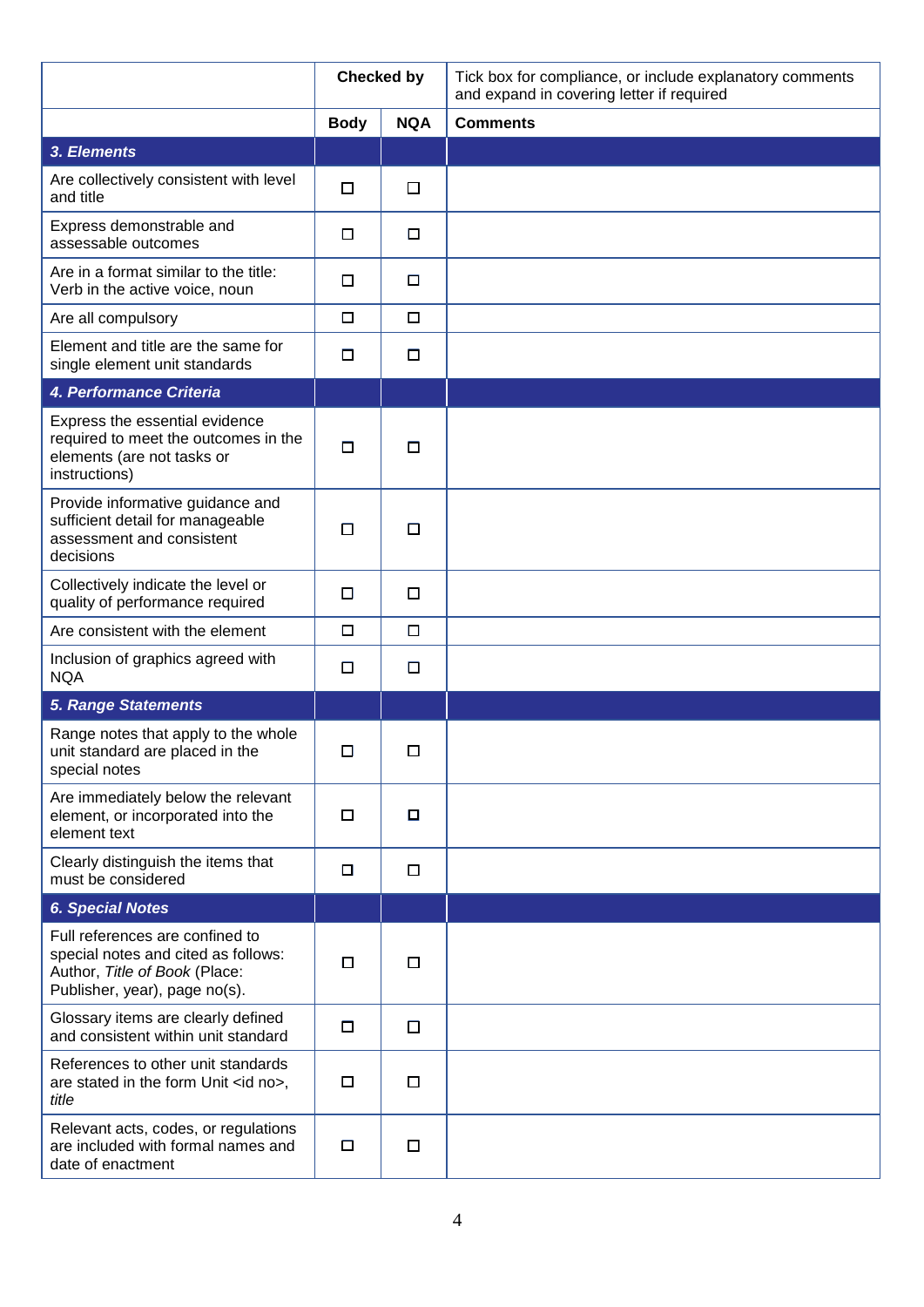| | Checked by | | Tick box for compliance, or include explanatory comments and expand in covering letter if required |
|---|---|---|---|
| | **Body** | **NQA** | **Comments** |
| ***3. Elements*** | | | |
| Are collectively consistent with level and title | ☐ | ☐ | |
| Express demonstrable and assessable outcomes | ☐ | ☐ | |
| Are in a format similar to the title: Verb in the active voice, noun | ☐ | ☐ | |
| Are all compulsory | ☐ | ☐ | |
| Element and title are the same for single element unit standards | ☐ | ☐ | |
| ***4. Performance Criteria*** | | | |
| Express the essential evidence required to meet the outcomes in the elements (are not tasks or instructions) | ☐ | ☐ | |
| Provide informative guidance and sufficient detail for manageable assessment and consistent decisions | ☐ | ☐ | |
| Collectively indicate the level or quality of performance required | ☐ | ☐ | |
| Are consistent with the element | ☐ | ☐ | |
| Inclusion of graphics agreed with NQA | ☐ | ☐ | |
| ***5. Range Statements*** | | | |
| Range notes that apply to the whole unit standard are placed in the special notes | ☐ | ☐ | |
| Are immediately below the relevant element, or incorporated into the element text | ☐ | ☐ | |
| Clearly distinguish the items that must be considered | ☐ | ☐ | |
| ***6. Special Notes*** | | | |
| Full references are confined to special notes and cited as follows: Author, *Title of Book* (Place: Publisher, year), page no(s). | ☐ | ☐ | |
| Glossary items are clearly defined and consistent within unit standard | ☐ | ☐ | |
| References to other unit standards are stated in the form Unit <id no>, *title* | ☐ | ☐ | |
| Relevant acts, codes, or regulations are included with formal names and date of enactment | ☐ | ☐ | |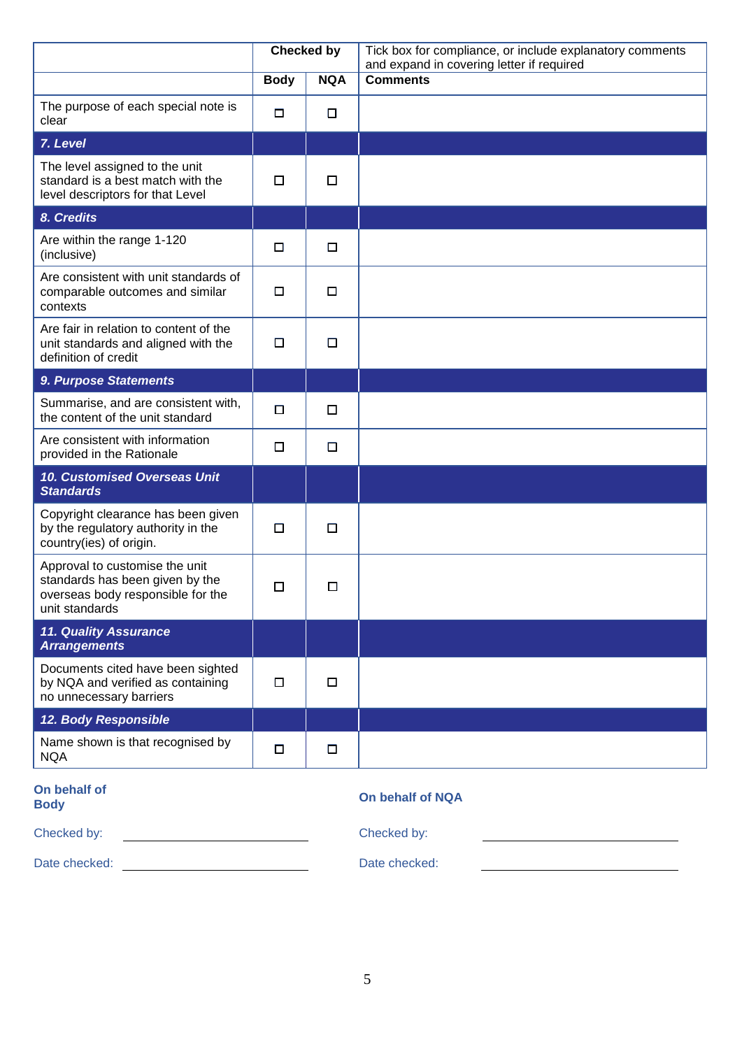| | Checked by | | Tick box for compliance, or include explanatory comments and expand in covering letter if required |
|---|---|---|---|
| | **Body** | **NQA** | **Comments** |
| The purpose of each special note is clear | ☐ | ☐ | |
| ***7. Level*** | | | |
| The level assigned to the unit standard is a best match with the level descriptors for that Level | ☐ | ☐ | |
| ***8. Credits*** | | | |
| Are within the range 1-120 (inclusive) | ☐ | ☐ | |
| Are consistent with unit standards of comparable outcomes and similar contexts | ☐ | ☐ | |
| Are fair in relation to content of the unit standards and aligned with the definition of credit | ☐ | ☐ | |
| ***9. Purpose Statements*** | | | |
| Summarise, and are consistent with, the content of the unit standard | ☐ | ☐ | |
| Are consistent with information provided in the Rationale | ☐ | ☐ | |
| ***10. Customised Overseas Unit Standards*** | | | |
| Copyright clearance has been given by the regulatory authority in the country(ies) of origin. | ☐ | ☐ | |
| Approval to customise the unit standards has been given by the overseas body responsible for the unit standards | ☐ | ☐ | |
| ***11. Quality Assurance Arrangements*** | | | |
| Documents cited have been sighted by NQA and verified as containing no unnecessary barriers | ☐ | ☐ | |
| ***12. Body Responsible*** | | | |
| Name shown is that recognised by NQA | ☐ | ☐ | |

**On behalf of Body**

Checked by: ____________________

Date checked: ____________________

**On behalf of NQA**

Checked by: ____________________

Date checked: ____________________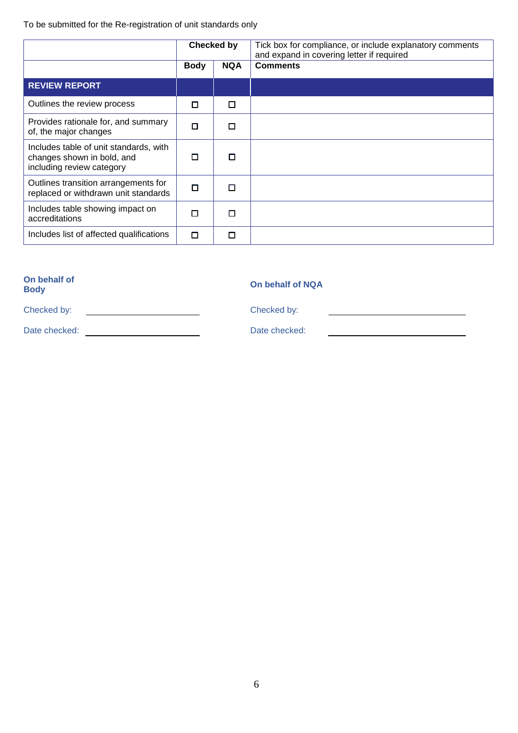To be submitted for the Re-registration of unit standards only

| | Checked by | | Tick box for compliance, or include explanatory comments and expand in covering letter if required |
|---|---|---|---|
| | **Body** | **NQA** | **Comments** |
| **REVIEW REPORT** | | | |
| Outlines the review process | ☐ | ☐ | |
| Provides rationale for, and summary of, the major changes | ☐ | ☐ | |
| Includes table of unit standards, with changes shown in bold, and including review category | ☐ | ☐ | |
| Outlines transition arrangements for replaced or withdrawn unit standards | ☐ | ☐ | |
| Includes table showing impact on accreditations | ☐ | ☐ | |
| Includes list of affected qualifications | ☐ | ☐ | |

**On behalf of Body**

Checked by: ____________________

Date checked: ____________________

**On behalf of NQA**

Checked by: ____________________

Date checked: ____________________